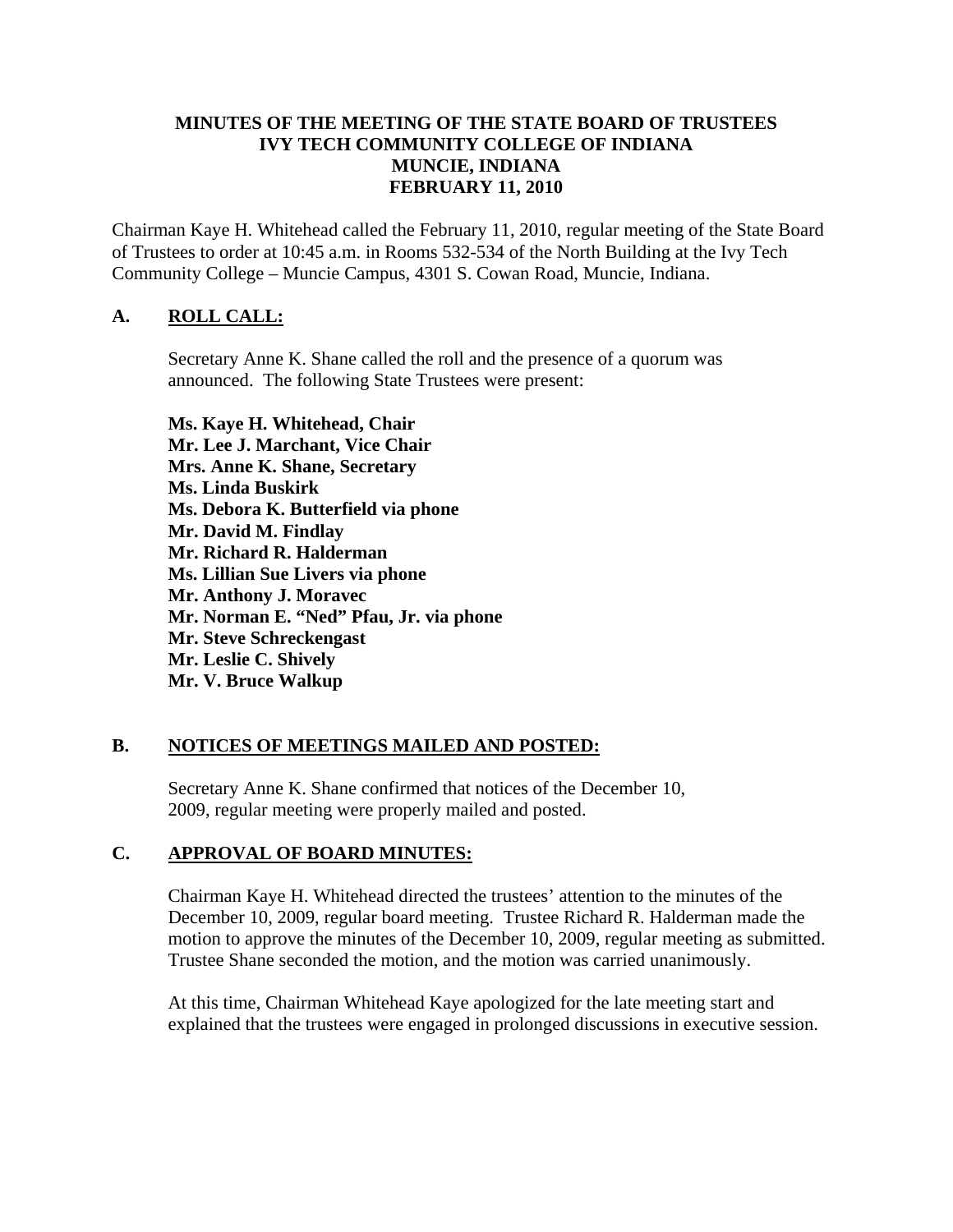**MINUTES OF THE MEETING OF THE STATE BOARD OF TRUSTEES**
**IVY TECH COMMUNITY COLLEGE OF INDIANA**
**MUNCIE, INDIANA**
**FEBRUARY 11, 2010**

Chairman Kaye H. Whitehead called the February 11, 2010, regular meeting of the State Board of Trustees to order at 10:45 a.m. in Rooms 532-534 of the North Building at the Ivy Tech Community College – Muncie Campus, 4301 S. Cowan Road, Muncie, Indiana.

## A. ROLL CALL:

Secretary Anne K. Shane called the roll and the presence of a quorum was announced. The following State Trustees were present:

**Ms. Kaye H. Whitehead, Chair**
**Mr. Lee J. Marchant, Vice Chair**
**Mrs. Anne K. Shane, Secretary**
**Ms. Linda Buskirk**
**Ms. Debora K. Butterfield via phone**
**Mr. David M. Findlay**
**Mr. Richard R. Halderman**
**Ms. Lillian Sue Livers via phone**
**Mr. Anthony J. Moravec**
**Mr. Norman E. "Ned" Pfau, Jr. via phone**
**Mr. Steve Schreckengast**
**Mr. Leslie C. Shively**
**Mr. V. Bruce Walkup**

## B. NOTICES OF MEETINGS MAILED AND POSTED:

Secretary Anne K. Shane confirmed that notices of the December 10, 2009, regular meeting were properly mailed and posted.

## C. APPROVAL OF BOARD MINUTES:

Chairman Kaye H. Whitehead directed the trustees' attention to the minutes of the December 10, 2009, regular board meeting. Trustee Richard R. Halderman made the motion to approve the minutes of the December 10, 2009, regular meeting as submitted. Trustee Shane seconded the motion, and the motion was carried unanimously.

At this time, Chairman Whitehead Kaye apologized for the late meeting start and explained that the trustees were engaged in prolonged discussions in executive session.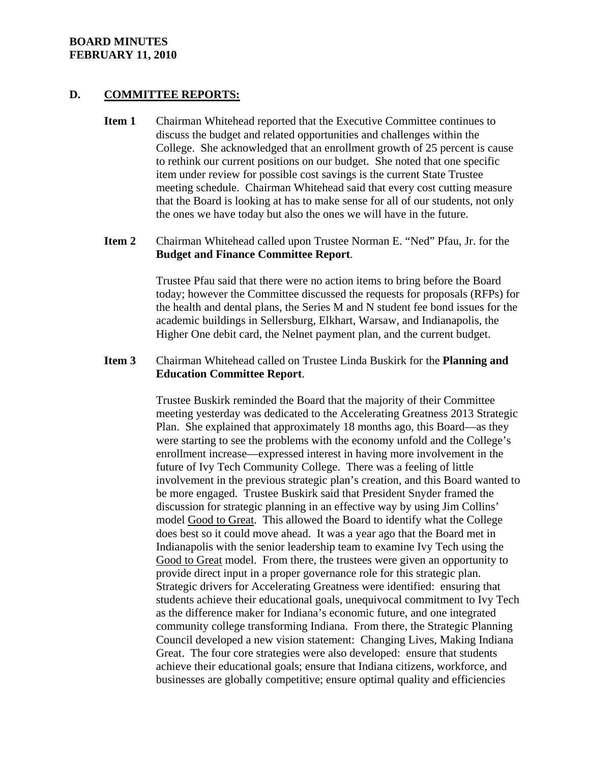## D. COMMITTEE REPORTS:

**Item 1** Chairman Whitehead reported that the Executive Committee continues to discuss the budget and related opportunities and challenges within the College. She acknowledged that an enrollment growth of 25 percent is cause to rethink our current positions on our budget. She noted that one specific item under review for possible cost savings is the current State Trustee meeting schedule. Chairman Whitehead said that every cost cutting measure that the Board is looking at has to make sense for all of our students, not only the ones we have today but also the ones we will have in the future.

**Item 2** Chairman Whitehead called upon Trustee Norman E. "Ned" Pfau, Jr. for the **Budget and Finance Committee Report**.

Trustee Pfau said that there were no action items to bring before the Board today; however the Committee discussed the requests for proposals (RFPs) for the health and dental plans, the Series M and N student fee bond issues for the academic buildings in Sellersburg, Elkhart, Warsaw, and Indianapolis, the Higher One debit card, the Nelnet payment plan, and the current budget.

**Item 3** Chairman Whitehead called on Trustee Linda Buskirk for the **Planning and Education Committee Report**.

Trustee Buskirk reminded the Board that the majority of their Committee meeting yesterday was dedicated to the Accelerating Greatness 2013 Strategic Plan. She explained that approximately 18 months ago, this Board—as they were starting to see the problems with the economy unfold and the College's enrollment increase—expressed interest in having more involvement in the future of Ivy Tech Community College. There was a feeling of little involvement in the previous strategic plan's creation, and this Board wanted to be more engaged. Trustee Buskirk said that President Snyder framed the discussion for strategic planning in an effective way by using Jim Collins' model Good to Great. This allowed the Board to identify what the College does best so it could move ahead. It was a year ago that the Board met in Indianapolis with the senior leadership team to examine Ivy Tech using the Good to Great model. From there, the trustees were given an opportunity to provide direct input in a proper governance role for this strategic plan. Strategic drivers for Accelerating Greatness were identified: ensuring that students achieve their educational goals, unequivocal commitment to Ivy Tech as the difference maker for Indiana's economic future, and one integrated community college transforming Indiana. From there, the Strategic Planning Council developed a new vision statement: Changing Lives, Making Indiana Great. The four core strategies were also developed: ensure that students achieve their educational goals; ensure that Indiana citizens, workforce, and businesses are globally competitive; ensure optimal quality and efficiencies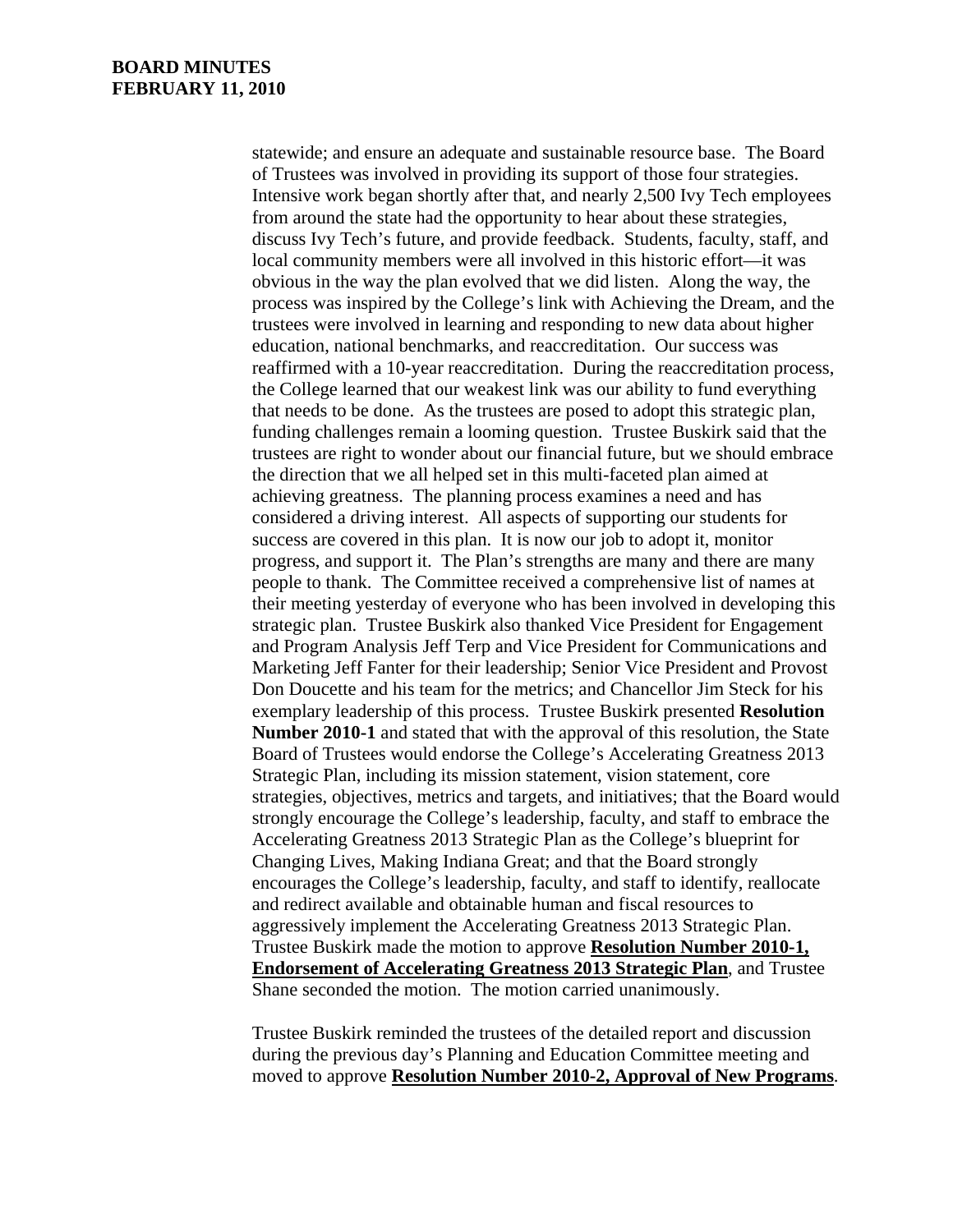statewide; and ensure an adequate and sustainable resource base. The Board of Trustees was involved in providing its support of those four strategies. Intensive work began shortly after that, and nearly 2,500 Ivy Tech employees from around the state had the opportunity to hear about these strategies, discuss Ivy Tech's future, and provide feedback. Students, faculty, staff, and local community members were all involved in this historic effort—it was obvious in the way the plan evolved that we did listen. Along the way, the process was inspired by the College's link with Achieving the Dream, and the trustees were involved in learning and responding to new data about higher education, national benchmarks, and reaccreditation. Our success was reaffirmed with a 10-year reaccreditation. During the reaccreditation process, the College learned that our weakest link was our ability to fund everything that needs to be done. As the trustees are posed to adopt this strategic plan, funding challenges remain a looming question. Trustee Buskirk said that the trustees are right to wonder about our financial future, but we should embrace the direction that we all helped set in this multi-faceted plan aimed at achieving greatness. The planning process examines a need and has considered a driving interest. All aspects of supporting our students for success are covered in this plan. It is now our job to adopt it, monitor progress, and support it. The Plan's strengths are many and there are many people to thank. The Committee received a comprehensive list of names at their meeting yesterday of everyone who has been involved in developing this strategic plan. Trustee Buskirk also thanked Vice President for Engagement and Program Analysis Jeff Terp and Vice President for Communications and Marketing Jeff Fanter for their leadership; Senior Vice President and Provost Don Doucette and his team for the metrics; and Chancellor Jim Steck for his exemplary leadership of this process. Trustee Buskirk presented **Resolution Number 2010-1** and stated that with the approval of this resolution, the State Board of Trustees would endorse the College's Accelerating Greatness 2013 Strategic Plan, including its mission statement, vision statement, core strategies, objectives, metrics and targets, and initiatives; that the Board would strongly encourage the College's leadership, faculty, and staff to embrace the Accelerating Greatness 2013 Strategic Plan as the College's blueprint for Changing Lives, Making Indiana Great; and that the Board strongly encourages the College's leadership, faculty, and staff to identify, reallocate and redirect available and obtainable human and fiscal resources to aggressively implement the Accelerating Greatness 2013 Strategic Plan. Trustee Buskirk made the motion to approve **Resolution Number 2010-1, Endorsement of Accelerating Greatness 2013 Strategic Plan**, and Trustee Shane seconded the motion. The motion carried unanimously.

Trustee Buskirk reminded the trustees of the detailed report and discussion during the previous day's Planning and Education Committee meeting and moved to approve **Resolution Number 2010-2, Approval of New Programs**.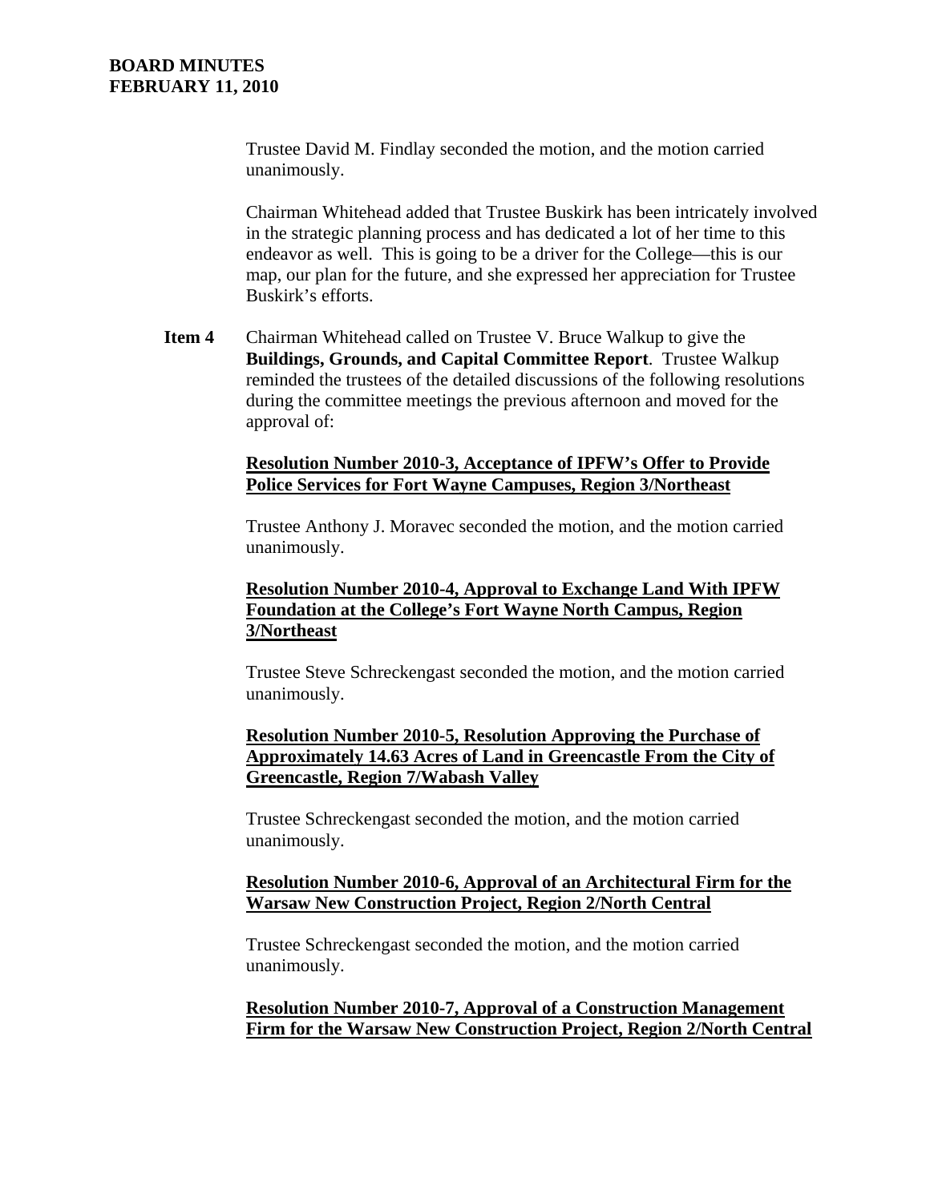Trustee David M. Findlay seconded the motion, and the motion carried unanimously.

Chairman Whitehead added that Trustee Buskirk has been intricately involved in the strategic planning process and has dedicated a lot of her time to this endeavor as well. This is going to be a driver for the College—this is our map, our plan for the future, and she expressed her appreciation for Trustee Buskirk's efforts.

**Item 4** Chairman Whitehead called on Trustee V. Bruce Walkup to give the **Buildings, Grounds, and Capital Committee Report**. Trustee Walkup reminded the trustees of the detailed discussions of the following resolutions during the committee meetings the previous afternoon and moved for the approval of:

<u>**Resolution Number 2010-3, Acceptance of IPFW's Offer to Provide Police Services for Fort Wayne Campuses, Region 3/Northeast**</u>

Trustee Anthony J. Moravec seconded the motion, and the motion carried unanimously.

<u>**Resolution Number 2010-4, Approval to Exchange Land With IPFW Foundation at the College's Fort Wayne North Campus, Region 3/Northeast**</u>

Trustee Steve Schreckengast seconded the motion, and the motion carried unanimously.

<u>**Resolution Number 2010-5, Resolution Approving the Purchase of Approximately 14.63 Acres of Land in Greencastle From the City of Greencastle, Region 7/Wabash Valley**</u>

Trustee Schreckengast seconded the motion, and the motion carried unanimously.

<u>**Resolution Number 2010-6, Approval of an Architectural Firm for the Warsaw New Construction Project, Region 2/North Central**</u>

Trustee Schreckengast seconded the motion, and the motion carried unanimously.

<u>**Resolution Number 2010-7, Approval of a Construction Management Firm for the Warsaw New Construction Project, Region 2/North Central**</u>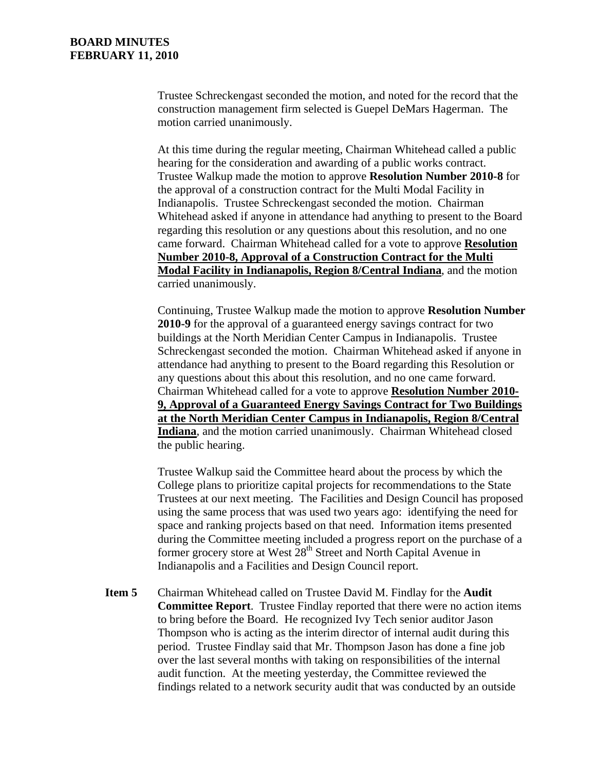Trustee Schreckengast seconded the motion, and noted for the record that the construction management firm selected is Guepel DeMars Hagerman. The motion carried unanimously.

At this time during the regular meeting, Chairman Whitehead called a public hearing for the consideration and awarding of a public works contract. Trustee Walkup made the motion to approve **Resolution Number 2010-8** for the approval of a construction contract for the Multi Modal Facility in Indianapolis. Trustee Schreckengast seconded the motion. Chairman Whitehead asked if anyone in attendance had anything to present to the Board regarding this resolution or any questions about this resolution, and no one came forward. Chairman Whitehead called for a vote to approve **Resolution Number 2010-8, Approval of a Construction Contract for the Multi Modal Facility in Indianapolis, Region 8/Central Indiana**, and the motion carried unanimously.

Continuing, Trustee Walkup made the motion to approve **Resolution Number 2010-9** for the approval of a guaranteed energy savings contract for two buildings at the North Meridian Center Campus in Indianapolis. Trustee Schreckengast seconded the motion. Chairman Whitehead asked if anyone in attendance had anything to present to the Board regarding this Resolution or any questions about this about this resolution, and no one came forward. Chairman Whitehead called for a vote to approve **Resolution Number 2010-9, Approval of a Guaranteed Energy Savings Contract for Two Buildings at the North Meridian Center Campus in Indianapolis, Region 8/Central Indiana**, and the motion carried unanimously. Chairman Whitehead closed the public hearing.

Trustee Walkup said the Committee heard about the process by which the College plans to prioritize capital projects for recommendations to the State Trustees at our next meeting. The Facilities and Design Council has proposed using the same process that was used two years ago: identifying the need for space and ranking projects based on that need. Information items presented during the Committee meeting included a progress report on the purchase of a former grocery store at West 28th Street and North Capital Avenue in Indianapolis and a Facilities and Design Council report.

**Item 5** Chairman Whitehead called on Trustee David M. Findlay for the **Audit Committee Report**. Trustee Findlay reported that there were no action items to bring before the Board. He recognized Ivy Tech senior auditor Jason Thompson who is acting as the interim director of internal audit during this period. Trustee Findlay said that Mr. Thompson Jason has done a fine job over the last several months with taking on responsibilities of the internal audit function. At the meeting yesterday, the Committee reviewed the findings related to a network security audit that was conducted by an outside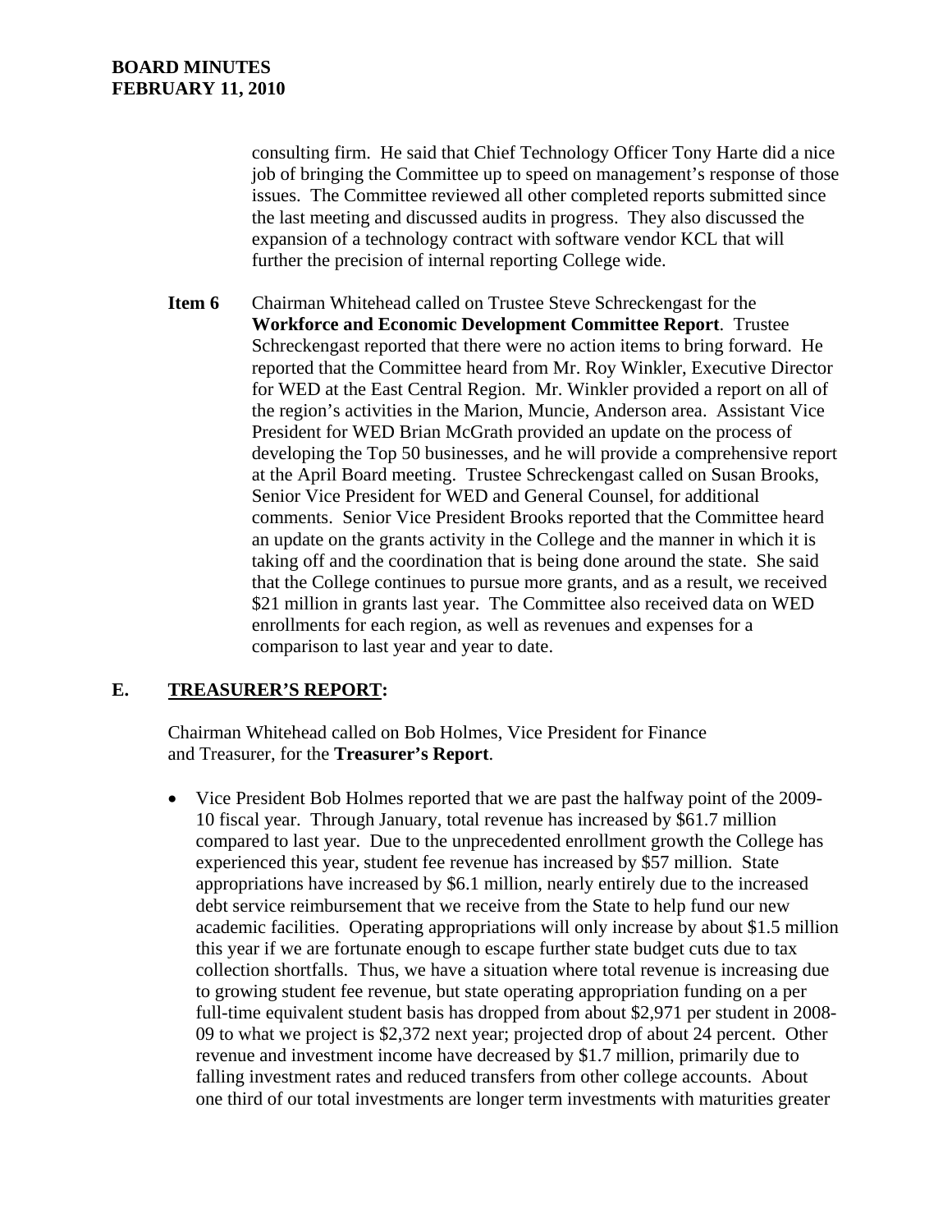consulting firm. He said that Chief Technology Officer Tony Harte did a nice job of bringing the Committee up to speed on management's response of those issues. The Committee reviewed all other completed reports submitted since the last meeting and discussed audits in progress. They also discussed the expansion of a technology contract with software vendor KCL that will further the precision of internal reporting College wide.

**Item 6** Chairman Whitehead called on Trustee Steve Schreckengast for the **Workforce and Economic Development Committee Report**. Trustee Schreckengast reported that there were no action items to bring forward. He reported that the Committee heard from Mr. Roy Winkler, Executive Director for WED at the East Central Region. Mr. Winkler provided a report on all of the region's activities in the Marion, Muncie, Anderson area. Assistant Vice President for WED Brian McGrath provided an update on the process of developing the Top 50 businesses, and he will provide a comprehensive report at the April Board meeting. Trustee Schreckengast called on Susan Brooks, Senior Vice President for WED and General Counsel, for additional comments. Senior Vice President Brooks reported that the Committee heard an update on the grants activity in the College and the manner in which it is taking off and the coordination that is being done around the state. She said that the College continues to pursue more grants, and as a result, we received \$21 million in grants last year. The Committee also received data on WED enrollments for each region, as well as revenues and expenses for a comparison to last year and year to date.

## E. TREASURER'S REPORT:

Chairman Whitehead called on Bob Holmes, Vice President for Finance and Treasurer, for the **Treasurer's Report**.

- Vice President Bob Holmes reported that we are past the halfway point of the 2009-10 fiscal year. Through January, total revenue has increased by \$61.7 million compared to last year. Due to the unprecedented enrollment growth the College has experienced this year, student fee revenue has increased by \$57 million. State appropriations have increased by \$6.1 million, nearly entirely due to the increased debt service reimbursement that we receive from the State to help fund our new academic facilities. Operating appropriations will only increase by about \$1.5 million this year if we are fortunate enough to escape further state budget cuts due to tax collection shortfalls. Thus, we have a situation where total revenue is increasing due to growing student fee revenue, but state operating appropriation funding on a per full-time equivalent student basis has dropped from about \$2,971 per student in 2008-09 to what we project is \$2,372 next year; projected drop of about 24 percent. Other revenue and investment income have decreased by \$1.7 million, primarily due to falling investment rates and reduced transfers from other college accounts. About one third of our total investments are longer term investments with maturities greater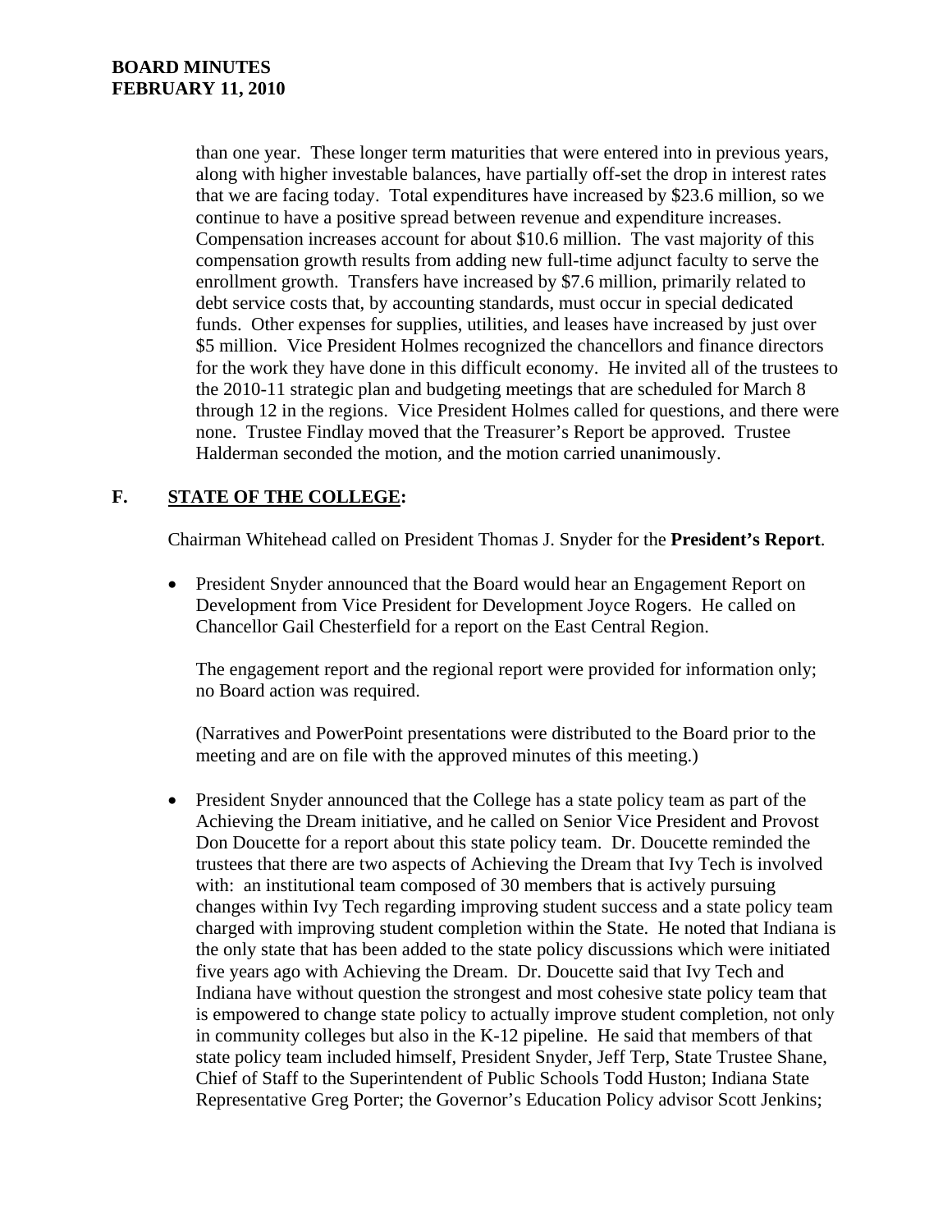than one year. These longer term maturities that were entered into in previous years, along with higher investable balances, have partially off-set the drop in interest rates that we are facing today. Total expenditures have increased by $23.6 million, so we continue to have a positive spread between revenue and expenditure increases. Compensation increases account for about $10.6 million. The vast majority of this compensation growth results from adding new full-time adjunct faculty to serve the enrollment growth. Transfers have increased by $7.6 million, primarily related to debt service costs that, by accounting standards, must occur in special dedicated funds. Other expenses for supplies, utilities, and leases have increased by just over $5 million. Vice President Holmes recognized the chancellors and finance directors for the work they have done in this difficult economy. He invited all of the trustees to the 2010-11 strategic plan and budgeting meetings that are scheduled for March 8 through 12 in the regions. Vice President Holmes called for questions, and there were none. Trustee Findlay moved that the Treasurer's Report be approved. Trustee Halderman seconded the motion, and the motion carried unanimously.

## F. STATE OF THE COLLEGE:

Chairman Whitehead called on President Thomas J. Snyder for the **President's Report**.

- President Snyder announced that the Board would hear an Engagement Report on Development from Vice President for Development Joyce Rogers. He called on Chancellor Gail Chesterfield for a report on the East Central Region.

  The engagement report and the regional report were provided for information only; no Board action was required.

  (Narratives and PowerPoint presentations were distributed to the Board prior to the meeting and are on file with the approved minutes of this meeting.)

- President Snyder announced that the College has a state policy team as part of the Achieving the Dream initiative, and he called on Senior Vice President and Provost Don Doucette for a report about this state policy team. Dr. Doucette reminded the trustees that there are two aspects of Achieving the Dream that Ivy Tech is involved with: an institutional team composed of 30 members that is actively pursuing changes within Ivy Tech regarding improving student success and a state policy team charged with improving student completion within the State. He noted that Indiana is the only state that has been added to the state policy discussions which were initiated five years ago with Achieving the Dream. Dr. Doucette said that Ivy Tech and Indiana have without question the strongest and most cohesive state policy team that is empowered to change state policy to actually improve student completion, not only in community colleges but also in the K-12 pipeline. He said that members of that state policy team included himself, President Snyder, Jeff Terp, State Trustee Shane, Chief of Staff to the Superintendent of Public Schools Todd Huston; Indiana State Representative Greg Porter; the Governor's Education Policy advisor Scott Jenkins;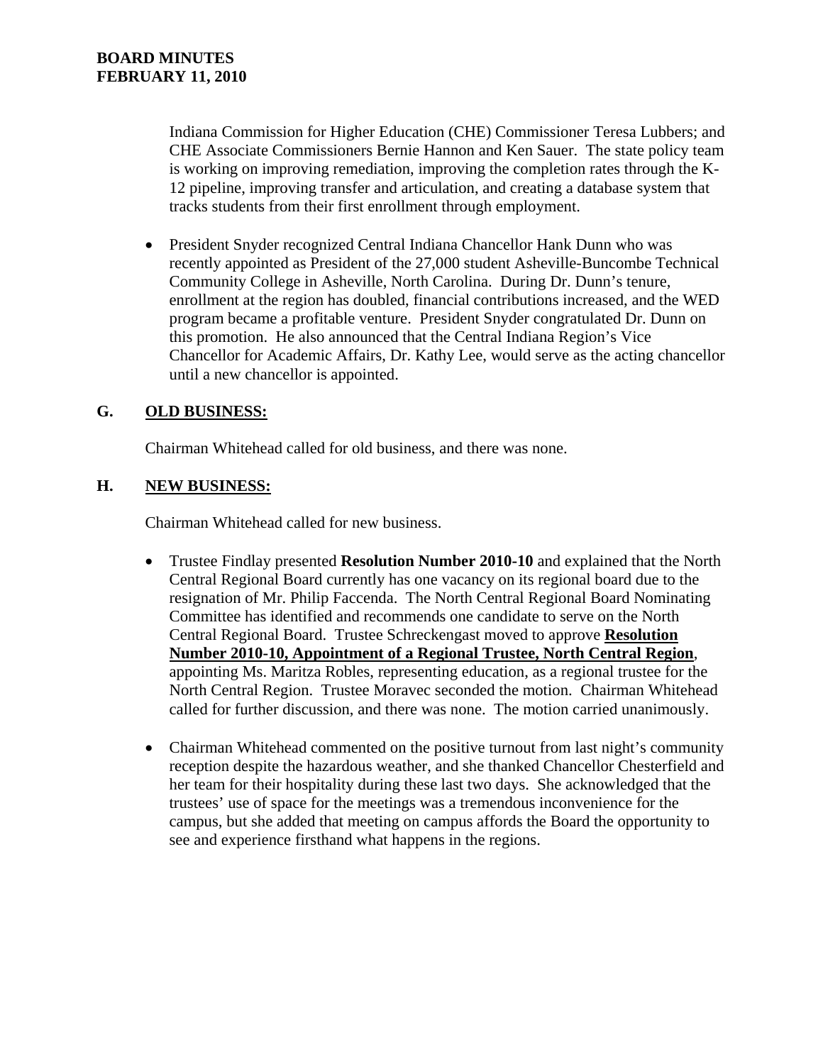Indiana Commission for Higher Education (CHE) Commissioner Teresa Lubbers; and CHE Associate Commissioners Bernie Hannon and Ken Sauer. The state policy team is working on improving remediation, improving the completion rates through the K-12 pipeline, improving transfer and articulation, and creating a database system that tracks students from their first enrollment through employment.

- President Snyder recognized Central Indiana Chancellor Hank Dunn who was recently appointed as President of the 27,000 student Asheville-Buncombe Technical Community College in Asheville, North Carolina. During Dr. Dunn's tenure, enrollment at the region has doubled, financial contributions increased, and the WED program became a profitable venture. President Snyder congratulated Dr. Dunn on this promotion. He also announced that the Central Indiana Region's Vice Chancellor for Academic Affairs, Dr. Kathy Lee, would serve as the acting chancellor until a new chancellor is appointed.

## G. OLD BUSINESS:

Chairman Whitehead called for old business, and there was none.

## H. NEW BUSINESS:

Chairman Whitehead called for new business.

- Trustee Findlay presented **Resolution Number 2010-10** and explained that the North Central Regional Board currently has one vacancy on its regional board due to the resignation of Mr. Philip Faccenda. The North Central Regional Board Nominating Committee has identified and recommends one candidate to serve on the North Central Regional Board. Trustee Schreckengast moved to approve **Resolution Number 2010-10, Appointment of a Regional Trustee, North Central Region**, appointing Ms. Maritza Robles, representing education, as a regional trustee for the North Central Region. Trustee Moravec seconded the motion. Chairman Whitehead called for further discussion, and there was none. The motion carried unanimously.

- Chairman Whitehead commented on the positive turnout from last night's community reception despite the hazardous weather, and she thanked Chancellor Chesterfield and her team for their hospitality during these last two days. She acknowledged that the trustees' use of space for the meetings was a tremendous inconvenience for the campus, but she added that meeting on campus affords the Board the opportunity to see and experience firsthand what happens in the regions.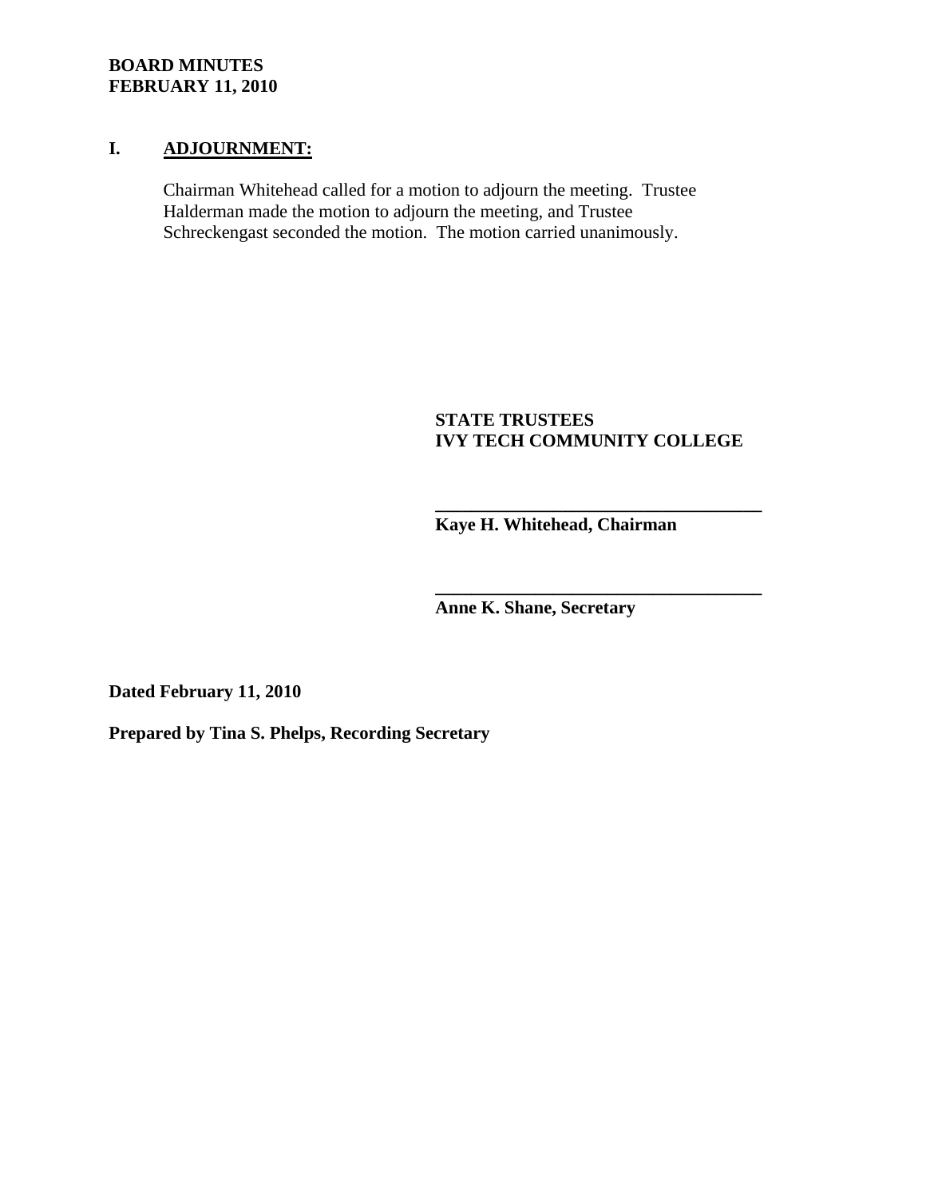## I. ADJOURNMENT:

Chairman Whitehead called for a motion to adjourn the meeting. Trustee Halderman made the motion to adjourn the meeting, and Trustee Schreckengast seconded the motion. The motion carried unanimously.

**STATE TRUSTEES**
**IVY TECH COMMUNITY COLLEGE**

____________________________________
**Kaye H. Whitehead, Chairman**

____________________________________
**Anne K. Shane, Secretary**

**Dated February 11, 2010**

**Prepared by Tina S. Phelps, Recording Secretary**